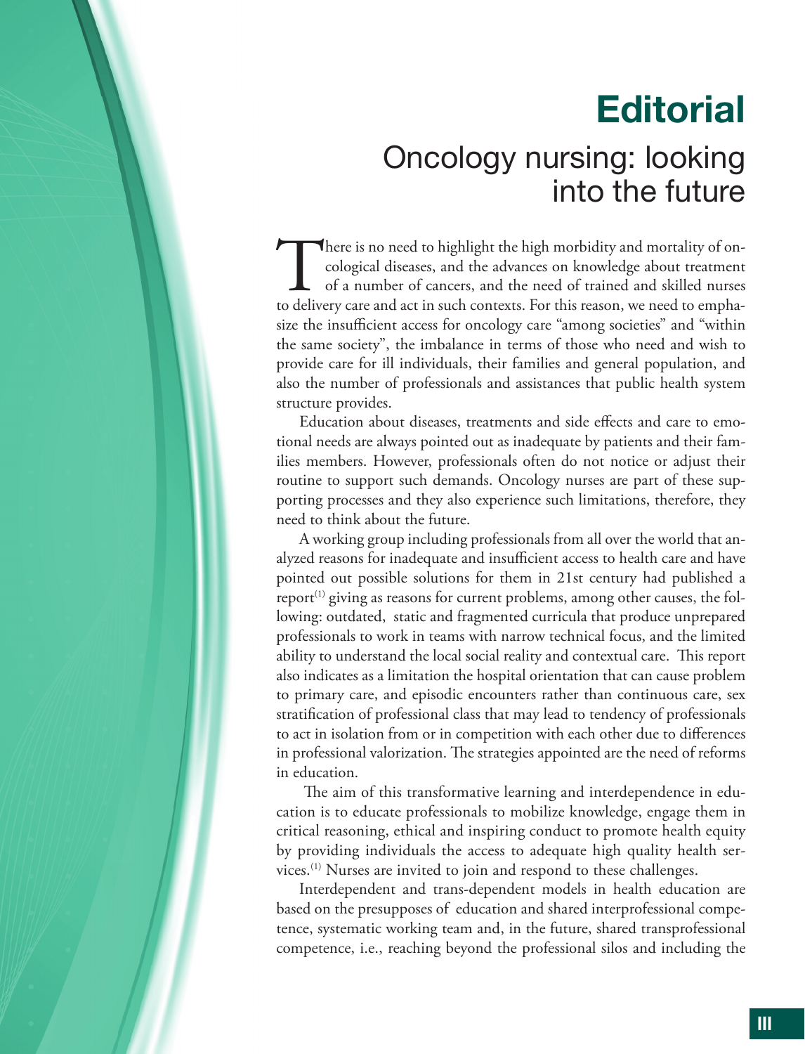# Editorial

## Oncology nursing: looking into the future

There is no need to highlight the high morbidity and mortality of oncological diseases, and the advances on knowledge about treatment of a number of cancers, and the need of trained and skilled nurses to delivery care and act in such contexts. For this reason, we need to emphasize the insufficient access for oncology care "among societies" and "within the same society", the imbalance in terms of those who need and wish to provide care for ill individuals, their families and general population, and also the number of professionals and assistances that public health system structure provides.

Education about diseases, treatments and side effects and care to emotional needs are always pointed out as inadequate by patients and their families members. However, professionals often do not notice or adjust their routine to support such demands. Oncology nurses are part of these supporting processes and they also experience such limitations, therefore, they need to think about the future.

A working group including professionals from all over the world that analyzed reasons for inadequate and insufficient access to health care and have pointed out possible solutions for them in 21st century had published a report[1] giving as reasons for current problems, among other causes, the following: outdated, static and fragmented curricula that produce unprepared professionals to work in teams with narrow technical focus, and the limited ability to understand the local social reality and contextual care. This report also indicates as a limitation the hospital orientation that can cause problem to primary care, and episodic encounters rather than continuous care, sex stratification of professional class that may lead to tendency of professionals to act in isolation from or in competition with each other due to differences in professional valorization. The strategies appointed are the need of reforms in education.

The aim of this transformative learning and interdependence in education is to educate professionals to mobilize knowledge, engage them in critical reasoning, ethical and inspiring conduct to promote health equity by providing individuals the access to adequate high quality health services.[1] Nurses are invited to join and respond to these challenges.

Interdependent and trans-dependent models in health education are based on the presupposes of education and shared interprofessional competence, systematic working team and, in the future, shared transprofessional competence, i.e., reaching beyond the professional silos and including the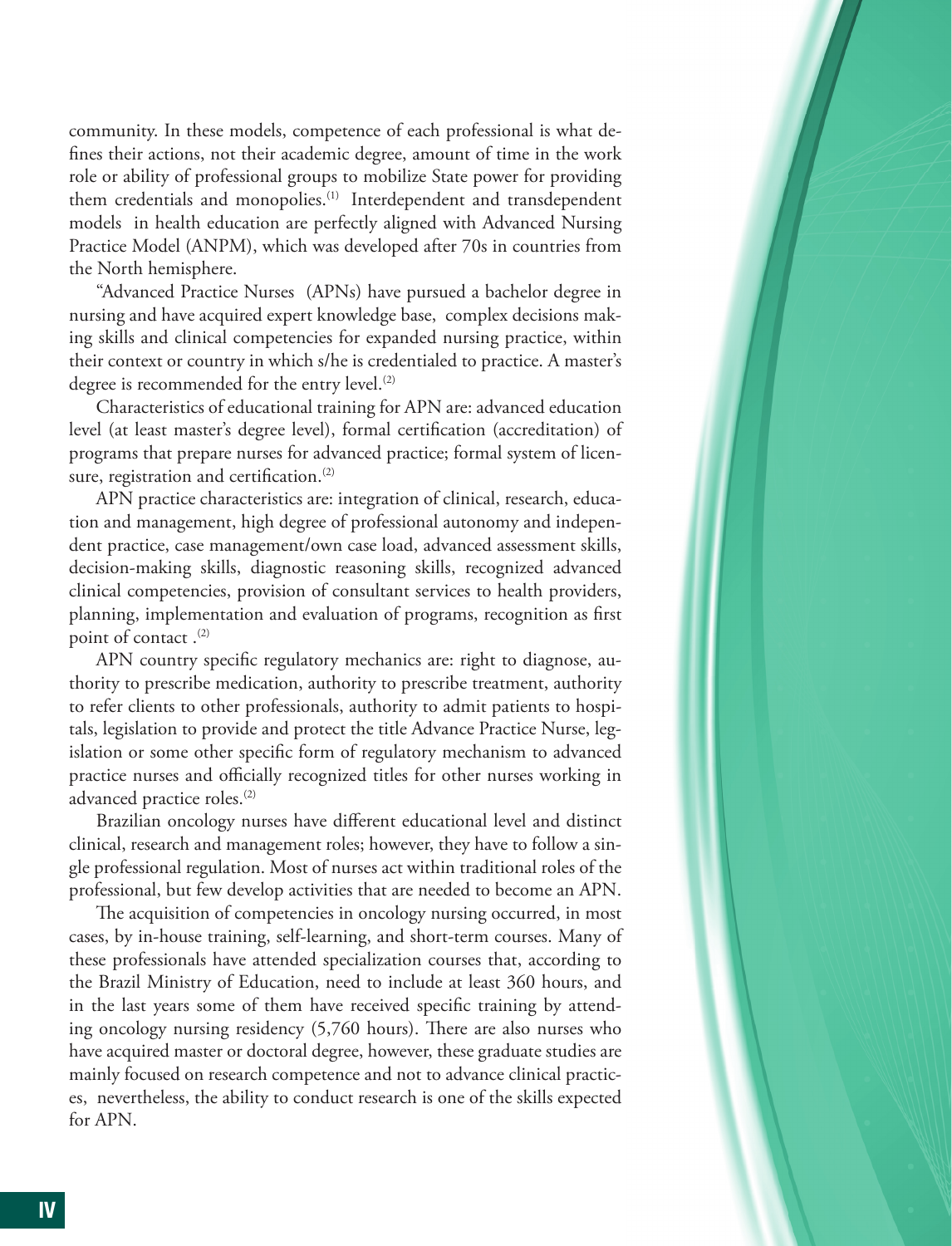community. In these models, competence of each professional is what defines their actions, not their academic degree, amount of time in the work role or ability of professional groups to mobilize State power for providing them credentials and monopolies.[1] Interdependent and transdependent models in health education are perfectly aligned with Advanced Nursing Practice Model (ANPM), which was developed after 70s in countries from the North hemisphere.

"Advanced Practice Nurses (APNs) have pursued a bachelor degree in nursing and have acquired expert knowledge base, complex decisions making skills and clinical competencies for expanded nursing practice, within their context or country in which s/he is credentialed to practice. A master's degree is recommended for the entry level.[2]

Characteristics of educational training for APN are: advanced education level (at least master's degree level), formal certification (accreditation) of programs that prepare nurses for advanced practice; formal system of licensure, registration and certification.[2]

APN practice characteristics are: integration of clinical, research, education and management, high degree of professional autonomy and independent practice, case management/own case load, advanced assessment skills, decision-making skills, diagnostic reasoning skills, recognized advanced clinical competencies, provision of consultant services to health providers, planning, implementation and evaluation of programs, recognition as first point of contact .[2]

APN country specific regulatory mechanics are: right to diagnose, authority to prescribe medication, authority to prescribe treatment, authority to refer clients to other professionals, authority to admit patients to hospitals, legislation to provide and protect the title Advance Practice Nurse, legislation or some other specific form of regulatory mechanism to advanced practice nurses and officially recognized titles for other nurses working in advanced practice roles.[2]

Brazilian oncology nurses have different educational level and distinct clinical, research and management roles; however, they have to follow a single professional regulation. Most of nurses act within traditional roles of the professional, but few develop activities that are needed to become an APN.

The acquisition of competencies in oncology nursing occurred, in most cases, by in-house training, self-learning, and short-term courses. Many of these professionals have attended specialization courses that, according to the Brazil Ministry of Education, need to include at least 360 hours, and in the last years some of them have received specific training by attending oncology nursing residency (5,760 hours). There are also nurses who have acquired master or doctoral degree, however, these graduate studies are mainly focused on research competence and not to advance clinical practices, nevertheless, the ability to conduct research is one of the skills expected for APN.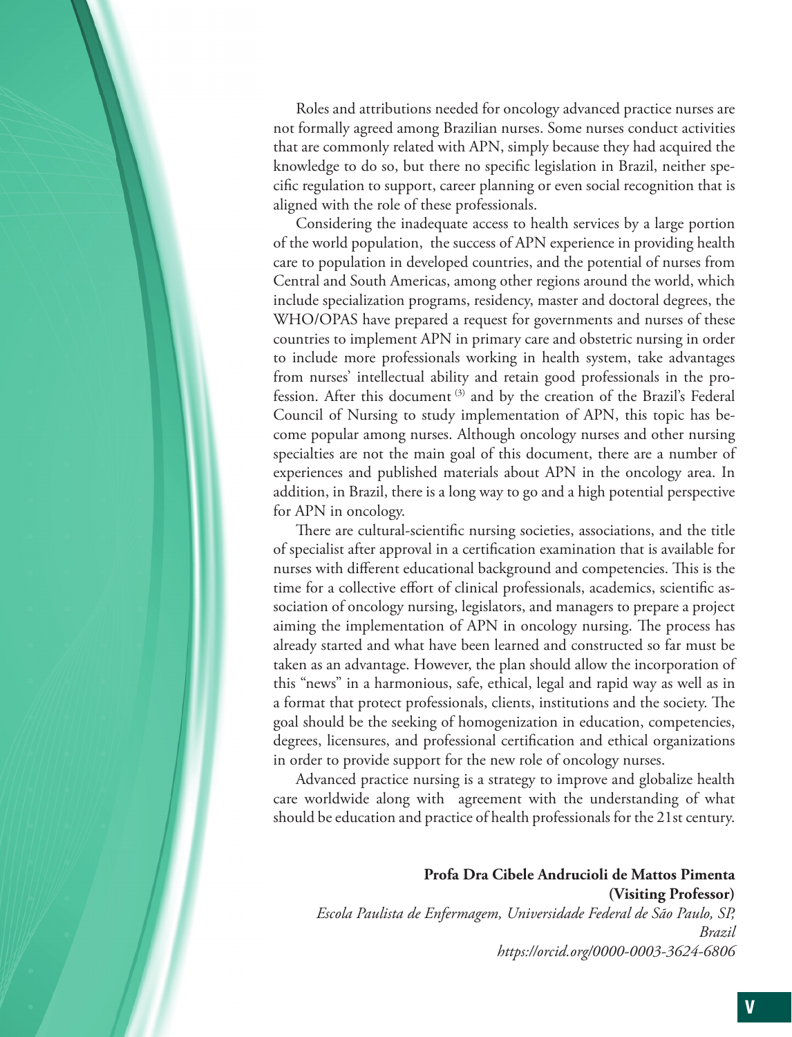Roles and attributions needed for oncology advanced practice nurses are not formally agreed among Brazilian nurses. Some nurses conduct activities that are commonly related with APN, simply because they had acquired the knowledge to do so, but there no specific legislation in Brazil, neither specific regulation to support, career planning or even social recognition that is aligned with the role of these professionals.

Considering the inadequate access to health services by a large portion of the world population, the success of APN experience in providing health care to population in developed countries, and the potential of nurses from Central and South Americas, among other regions around the world, which include specialization programs, residency, master and doctoral degrees, the WHO/OPAS have prepared a request for governments and nurses of these countries to implement APN in primary care and obstetric nursing in order to include more professionals working in health system, take advantages from nurses' intellectual ability and retain good professionals in the profession. After this document [3] and by the creation of the Brazil's Federal Council of Nursing to study implementation of APN, this topic has become popular among nurses. Although oncology nurses and other nursing specialties are not the main goal of this document, there are a number of experiences and published materials about APN in the oncology area. In addition, in Brazil, there is a long way to go and a high potential perspective for APN in oncology.

There are cultural-scientific nursing societies, associations, and the title of specialist after approval in a certification examination that is available for nurses with different educational background and competencies. This is the time for a collective effort of clinical professionals, academics, scientific association of oncology nursing, legislators, and managers to prepare a project aiming the implementation of APN in oncology nursing. The process has already started and what have been learned and constructed so far must be taken as an advantage. However, the plan should allow the incorporation of this "news" in a harmonious, safe, ethical, legal and rapid way as well as in a format that protect professionals, clients, institutions and the society. The goal should be the seeking of homogenization in education, competencies, degrees, licensures, and professional certification and ethical organizations in order to provide support for the new role of oncology nurses.

Advanced practice nursing is a strategy to improve and globalize health care worldwide along with agreement with the understanding of what should be education and practice of health professionals for the 21st century.

**Profa Dra Cibele Andrucioli de Mattos Pimenta**
**(Visiting Professor)**
*Escola Paulista de Enfermagem, Universidade Federal de São Paulo, SP, Brazil*
*https://orcid.org/0000-0003-3624-6806*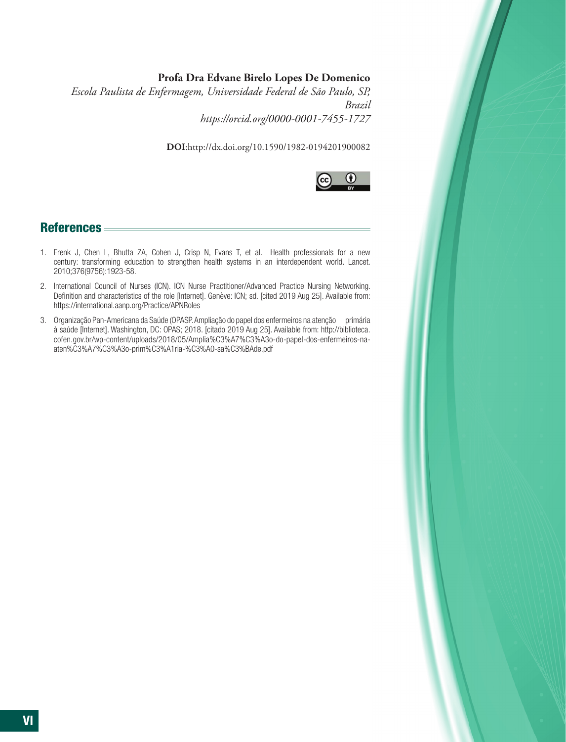**Profa Dra Edvane Birelo Lopes De Domenico**

*Escola Paulista de Enfermagem, Universidade Federal de São Paulo, SP, Brazil*

*https://orcid.org/0000-0001-7455-1727*

**DOI**:http://dx.doi.org/10.1590/1982-0194201900082

## References

1. Frenk J, Chen L, Bhutta ZA, Cohen J, Crisp N, Evans T, et al. Health professionals for a new century: transforming education to strengthen health systems in an interdependent world. Lancet. 2010;376(9756):1923-58.
2. International Council of Nurses (ICN). ICN Nurse Practitioner/Advanced Practice Nursing Networking. Definition and characteristics of the role [Internet]. Genève: ICN; sd. [cited 2019 Aug 25]. Available from: https://international.aanp.org/Practice/APNRoles
3. Organização Pan-Americana da Saúde (OPASP. Ampliação do papel dos enfermeiros na atenção primária à saúde [Internet]. Washington, DC: OPAS; 2018. [citado 2019 Aug 25]. Available from: http://biblioteca.cofen.gov.br/wp-content/uploads/2018/05/Amplia%C3%A7%C3%A3o-do-papel-dos-enfermeiros-na-aten%C3%A7%C3%A3o-prim%C3%A1ria-%C3%A0-sa%C3%BAde.pdf